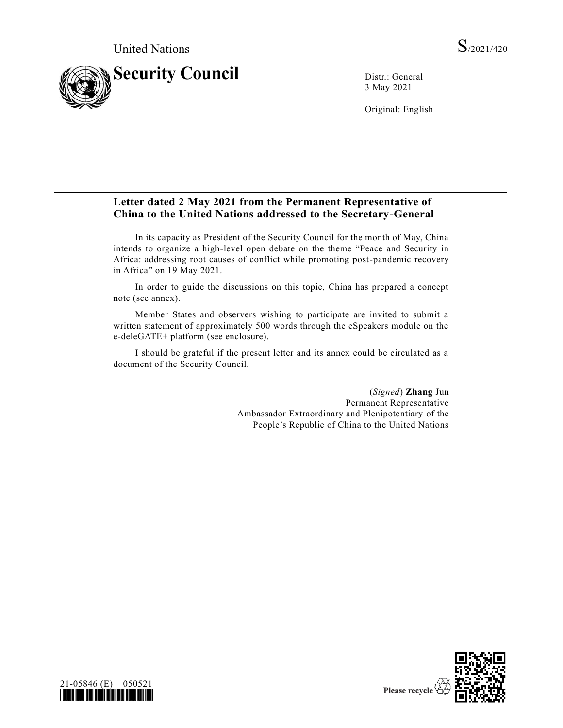United Nations S/2021/420

# Security Council

Distr.: General
3 May 2021

Original: English

## Letter dated 2 May 2021 from the Permanent Representative of China to the United Nations addressed to the Secretary-General

In its capacity as President of the Security Council for the month of May, China intends to organize a high-level open debate on the theme "Peace and Security in Africa: addressing root causes of conflict while promoting post-pandemic recovery in Africa" on 19 May 2021.

In order to guide the discussions on this topic, China has prepared a concept note (see annex).

Member States and observers wishing to participate are invited to submit a written statement of approximately 500 words through the eSpeakers module on the e-deleGATE+ platform (see enclosure).

I should be grateful if the present letter and its annex could be circulated as a document of the Security Council.

(*Signed*) **Zhang** Jun
Permanent Representative
Ambassador Extraordinary and Plenipotentiary of the
People's Republic of China to the United Nations

21-05846 (E) 050521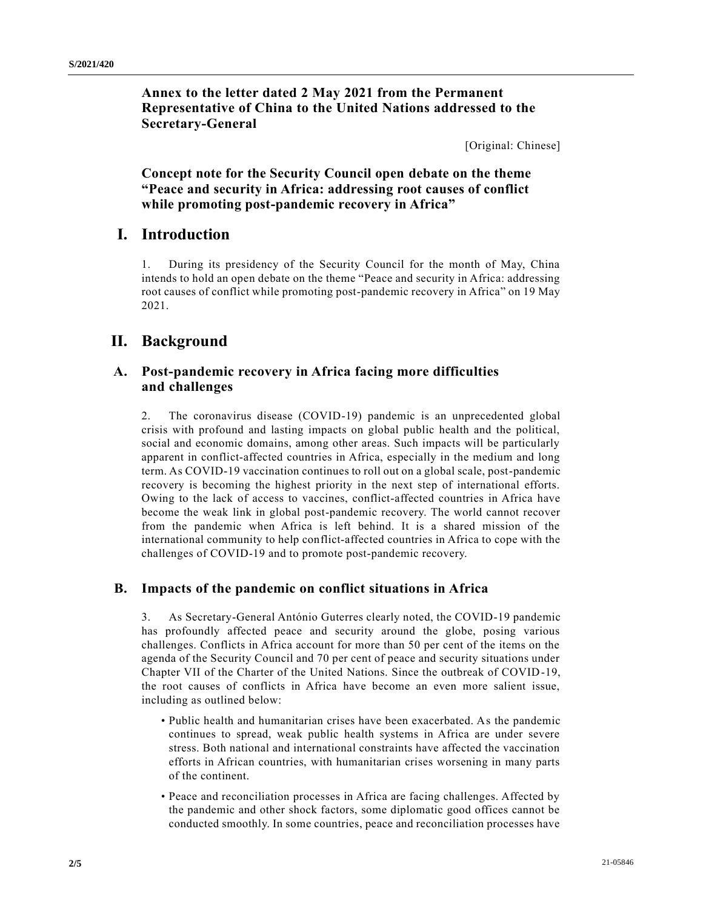## Annex to the letter dated 2 May 2021 from the Permanent Representative of China to the United Nations addressed to the Secretary-General

[Original: Chinese]

## Concept note for the Security Council open debate on the theme "Peace and security in Africa: addressing root causes of conflict while promoting post-pandemic recovery in Africa"

# I. Introduction

1. During its presidency of the Security Council for the month of May, China intends to hold an open debate on the theme "Peace and security in Africa: addressing root causes of conflict while promoting post-pandemic recovery in Africa" on 19 May 2021.

# II. Background

## A. Post-pandemic recovery in Africa facing more difficulties and challenges

2. The coronavirus disease (COVID-19) pandemic is an unprecedented global crisis with profound and lasting impacts on global public health and the political, social and economic domains, among other areas. Such impacts will be particularly apparent in conflict-affected countries in Africa, especially in the medium and long term. As COVID-19 vaccination continues to roll out on a global scale, post-pandemic recovery is becoming the highest priority in the next step of international efforts. Owing to the lack of access to vaccines, conflict-affected countries in Africa have become the weak link in global post-pandemic recovery. The world cannot recover from the pandemic when Africa is left behind. It is a shared mission of the international community to help conflict-affected countries in Africa to cope with the challenges of COVID-19 and to promote post-pandemic recovery.

## B. Impacts of the pandemic on conflict situations in Africa

3. As Secretary-General António Guterres clearly noted, the COVID-19 pandemic has profoundly affected peace and security around the globe, posing various challenges. Conflicts in Africa account for more than 50 per cent of the items on the agenda of the Security Council and 70 per cent of peace and security situations under Chapter VII of the Charter of the United Nations. Since the outbreak of COVID-19, the root causes of conflicts in Africa have become an even more salient issue, including as outlined below:

- Public health and humanitarian crises have been exacerbated. As the pandemic continues to spread, weak public health systems in Africa are under severe stress. Both national and international constraints have affected the vaccination efforts in African countries, with humanitarian crises worsening in many parts of the continent.
- Peace and reconciliation processes in Africa are facing challenges. Affected by the pandemic and other shock factors, some diplomatic good offices cannot be conducted smoothly. In some countries, peace and reconciliation processes have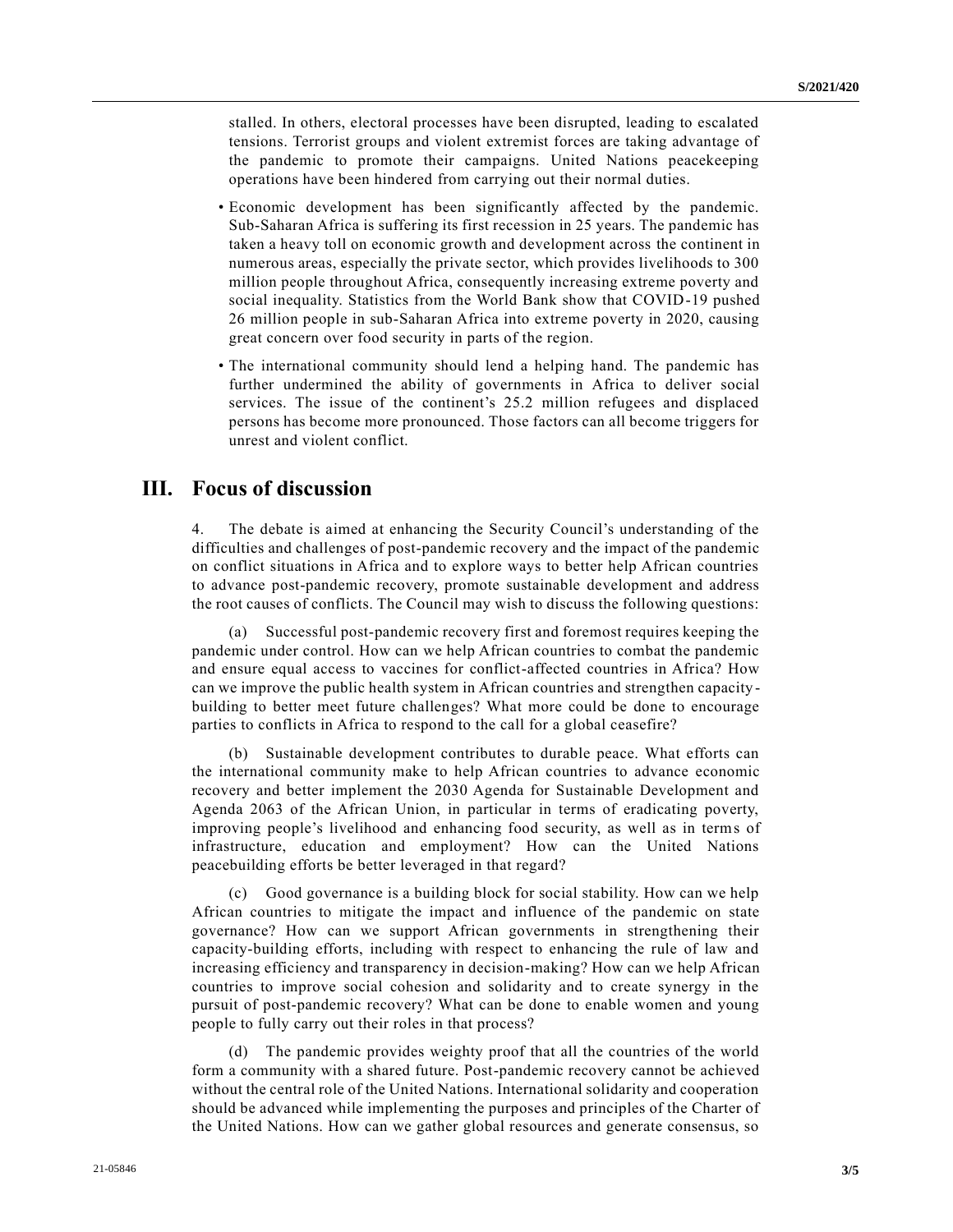stalled. In others, electoral processes have been disrupted, leading to escalated tensions. Terrorist groups and violent extremist forces are taking advantage of the pandemic to promote their campaigns. United Nations peacekeeping operations have been hindered from carrying out their normal duties.

- Economic development has been significantly affected by the pandemic. Sub-Saharan Africa is suffering its first recession in 25 years. The pandemic has taken a heavy toll on economic growth and development across the continent in numerous areas, especially the private sector, which provides livelihoods to 300 million people throughout Africa, consequently increasing extreme poverty and social inequality. Statistics from the World Bank show that COVID-19 pushed 26 million people in sub-Saharan Africa into extreme poverty in 2020, causing great concern over food security in parts of the region.

- The international community should lend a helping hand. The pandemic has further undermined the ability of governments in Africa to deliver social services. The issue of the continent's 25.2 million refugees and displaced persons has become more pronounced. Those factors can all become triggers for unrest and violent conflict.

## III. Focus of discussion

4. The debate is aimed at enhancing the Security Council's understanding of the difficulties and challenges of post-pandemic recovery and the impact of the pandemic on conflict situations in Africa and to explore ways to better help African countries to advance post-pandemic recovery, promote sustainable development and address the root causes of conflicts. The Council may wish to discuss the following questions:

(a) Successful post-pandemic recovery first and foremost requires keeping the pandemic under control. How can we help African countries to combat the pandemic and ensure equal access to vaccines for conflict-affected countries in Africa? How can we improve the public health system in African countries and strengthen capacity-building to better meet future challenges? What more could be done to encourage parties to conflicts in Africa to respond to the call for a global ceasefire?

(b) Sustainable development contributes to durable peace. What efforts can the international community make to help African countries to advance economic recovery and better implement the 2030 Agenda for Sustainable Development and Agenda 2063 of the African Union, in particular in terms of eradicating poverty, improving people's livelihood and enhancing food security, as well as in terms of infrastructure, education and employment? How can the United Nations peacebuilding efforts be better leveraged in that regard?

(c) Good governance is a building block for social stability. How can we help African countries to mitigate the impact and influence of the pandemic on state governance? How can we support African governments in strengthening their capacity-building efforts, including with respect to enhancing the rule of law and increasing efficiency and transparency in decision-making? How can we help African countries to improve social cohesion and solidarity and to create synergy in the pursuit of post-pandemic recovery? What can be done to enable women and young people to fully carry out their roles in that process?

(d) The pandemic provides weighty proof that all the countries of the world form a community with a shared future. Post-pandemic recovery cannot be achieved without the central role of the United Nations. International solidarity and cooperation should be advanced while implementing the purposes and principles of the Charter of the United Nations. How can we gather global resources and generate consensus, so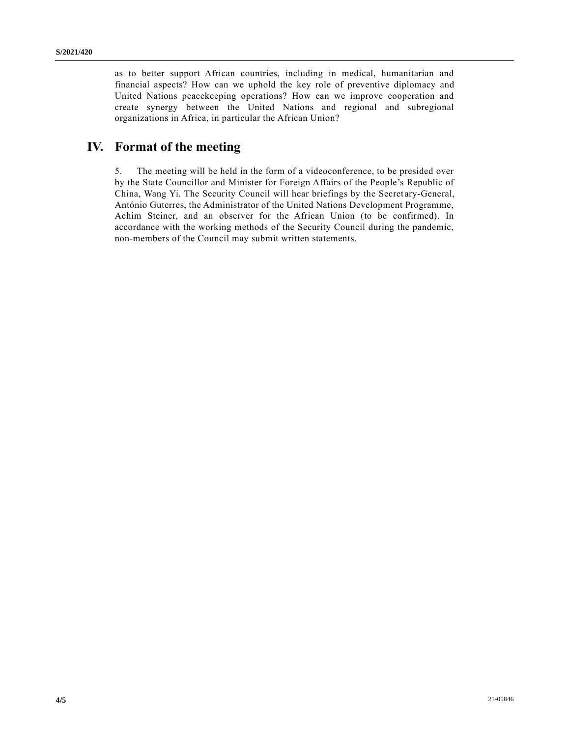as to better support African countries, including in medical, humanitarian and financial aspects? How can we uphold the key role of preventive diplomacy and United Nations peacekeeping operations? How can we improve cooperation and create synergy between the United Nations and regional and subregional organizations in Africa, in particular the African Union?

## IV. Format of the meeting

5. The meeting will be held in the form of a videoconference, to be presided over by the State Councillor and Minister for Foreign Affairs of the People's Republic of China, Wang Yi. The Security Council will hear briefings by the Secretary-General, António Guterres, the Administrator of the United Nations Development Programme, Achim Steiner, and an observer for the African Union (to be confirmed). In accordance with the working methods of the Security Council during the pandemic, non-members of the Council may submit written statements.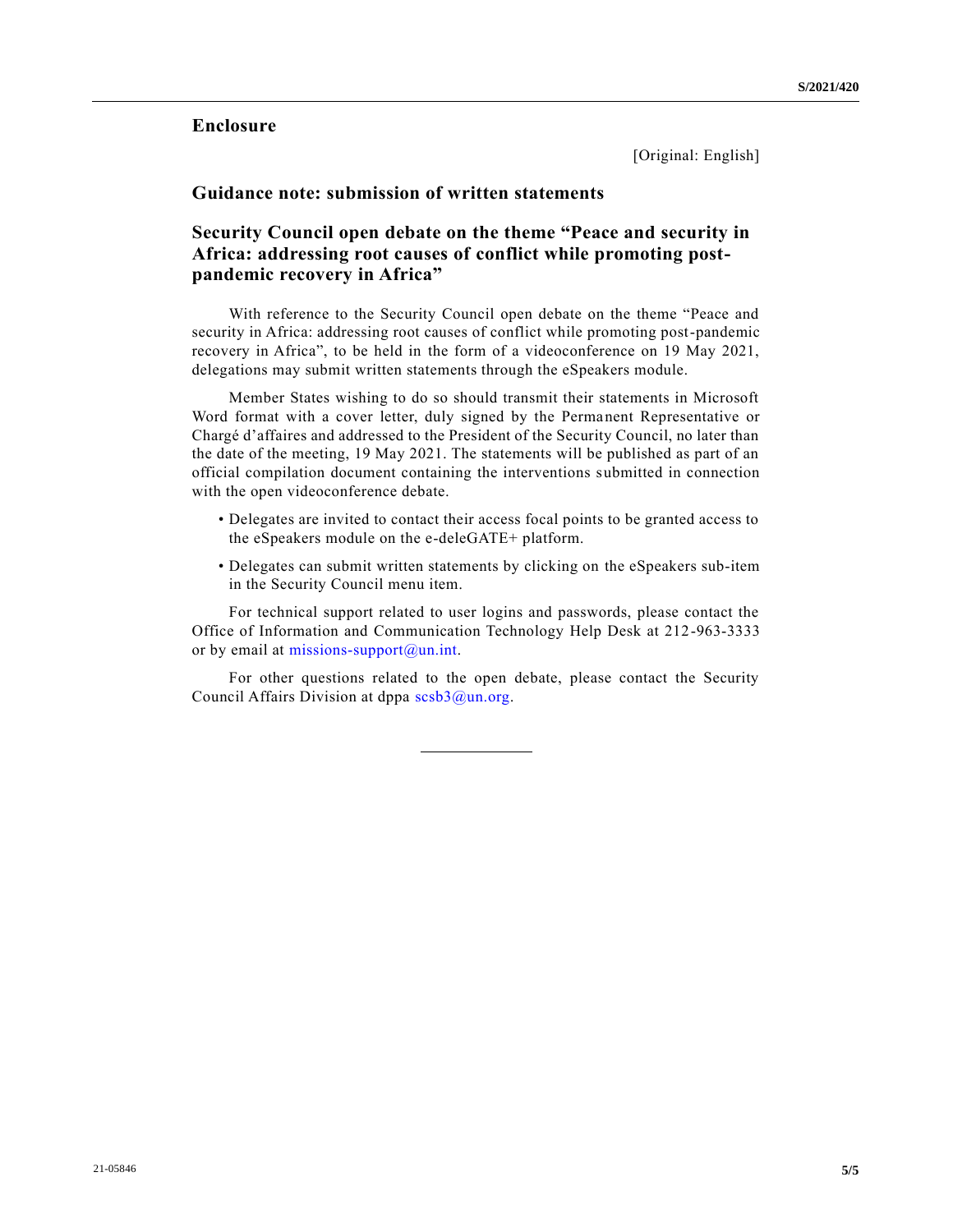## Enclosure

[Original: English]

### Guidance note: submission of written statements

### Security Council open debate on the theme "Peace and security in Africa: addressing root causes of conflict while promoting post-pandemic recovery in Africa"

With reference to the Security Council open debate on the theme "Peace and security in Africa: addressing root causes of conflict while promoting post-pandemic recovery in Africa", to be held in the form of a videoconference on 19 May 2021, delegations may submit written statements through the eSpeakers module.

Member States wishing to do so should transmit their statements in Microsoft Word format with a cover letter, duly signed by the Permanent Representative or Chargé d'affaires and addressed to the President of the Security Council, no later than the date of the meeting, 19 May 2021. The statements will be published as part of an official compilation document containing the interventions submitted in connection with the open videoconference debate.

- Delegates are invited to contact their access focal points to be granted access to the eSpeakers module on the e-deleGATE+ platform.
- Delegates can submit written statements by clicking on the eSpeakers sub-item in the Security Council menu item.

For technical support related to user logins and passwords, please contact the Office of Information and Communication Technology Help Desk at 212-963-3333 or by email at missions-support@un.int.

For other questions related to the open debate, please contact the Security Council Affairs Division at dppa scsb3@un.org.